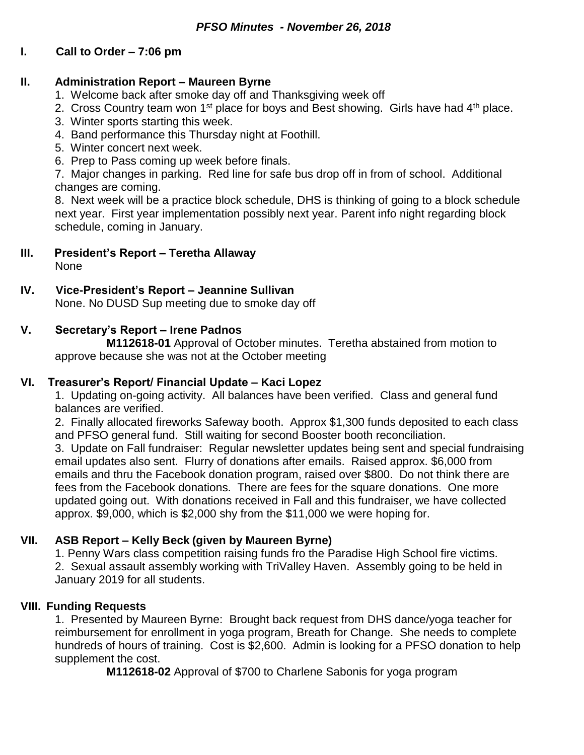# *PFSO Minutes - November 26, 2018*

## I. Call to Order – 7:06 pm

## II. Administration Report – Maureen Byrne

1. Welcome back after smoke day off and Thanksgiving week off
2. Cross Country team won 1st place for boys and Best showing. Girls have had 4th place.
3. Winter sports starting this week.
4. Band performance this Thursday night at Foothill.
5. Winter concert next week.
6. Prep to Pass coming up week before finals.
7. Major changes in parking. Red line for safe bus drop off in from of school. Additional changes are coming.
8. Next week will be a practice block schedule, DHS is thinking of going to a block schedule next year. First year implementation possibly next year. Parent info night regarding block schedule, coming in January.

## III. President's Report – Teretha Allaway

None

## IV. Vice-President's Report – Jeannine Sullivan

None. No DUSD Sup meeting due to smoke day off

## V. Secretary's Report – Irene Padnos

**M112618-01** Approval of October minutes. Teretha abstained from motion to approve because she was not at the October meeting

## VI. Treasurer's Report/ Financial Update – Kaci Lopez

1. Updating on-going activity. All balances have been verified. Class and general fund balances are verified.
2. Finally allocated fireworks Safeway booth. Approx $1,300 funds deposited to each class and PFSO general fund. Still waiting for second Booster booth reconciliation.
3. Update on Fall fundraiser: Regular newsletter updates being sent and special fundraising email updates also sent. Flurry of donations after emails. Raised approx. $6,000 from emails and thru the Facebook donation program, raised over $800. Do not think there are fees from the Facebook donations. There are fees for the square donations. One more updated going out. With donations received in Fall and this fundraiser, we have collected approx. $9,000, which is $2,000 shy from the $11,000 we were hoping for.

## VII. ASB Report – Kelly Beck (given by Maureen Byrne)

1. Penny Wars class competition raising funds fro the Paradise High School fire victims.
2. Sexual assault assembly working with TriValley Haven. Assembly going to be held in January 2019 for all students.

## VIII. Funding Requests

1. Presented by Maureen Byrne: Brought back request from DHS dance/yoga teacher for reimbursement for enrollment in yoga program, Breath for Change. She needs to complete hundreds of hours of training. Cost is $2,600. Admin is looking for a PFSO donation to help supplement the cost.

**M112618-02** Approval of $700 to Charlene Sabonis for yoga program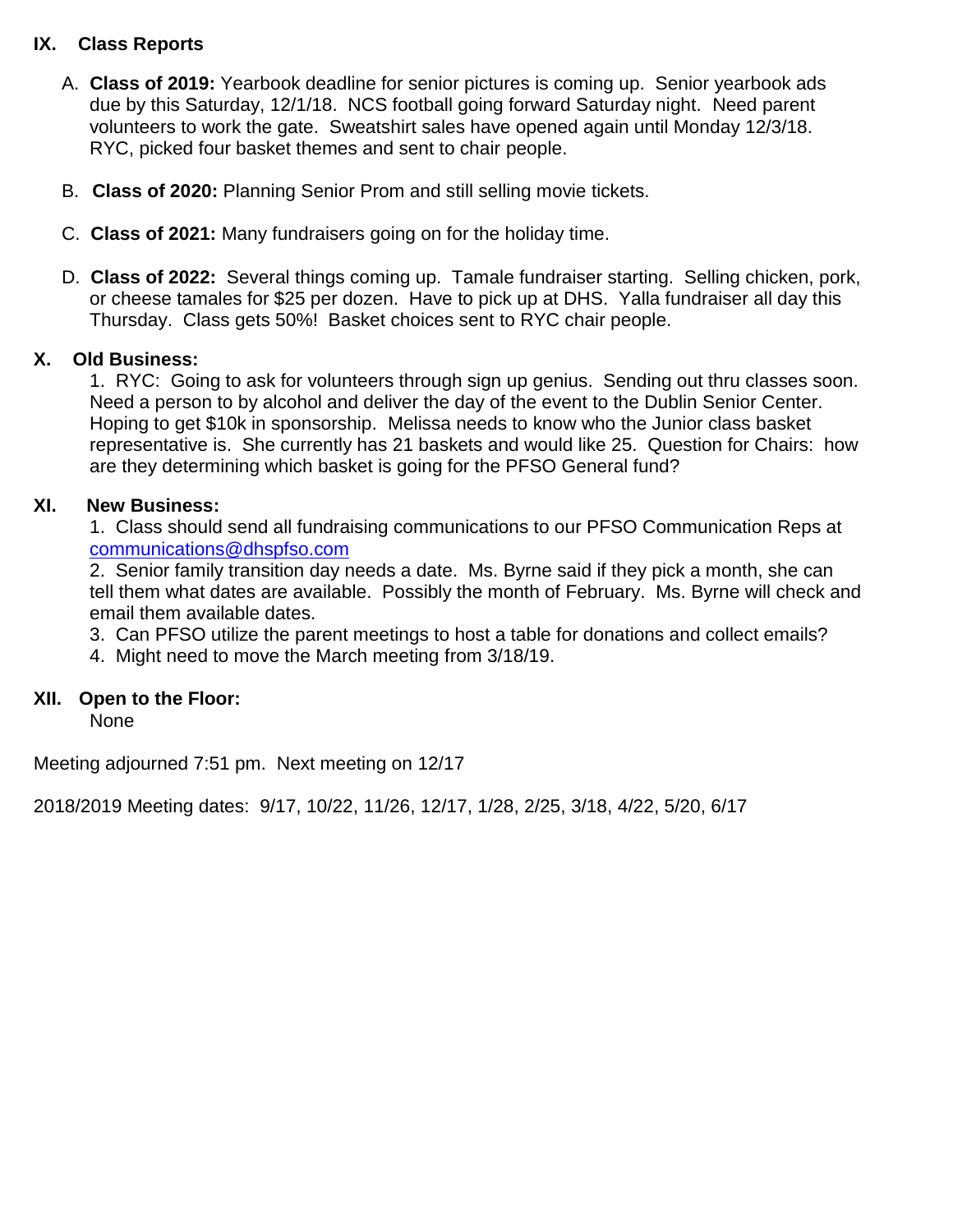## IX. Class Reports

A. **Class of 2019:** Yearbook deadline for senior pictures is coming up. Senior yearbook ads due by this Saturday, 12/1/18. NCS football going forward Saturday night. Need parent volunteers to work the gate. Sweatshirt sales have opened again until Monday 12/3/18. RYC, picked four basket themes and sent to chair people.

B. **Class of 2020:** Planning Senior Prom and still selling movie tickets.

C. **Class of 2021:** Many fundraisers going on for the holiday time.

D. **Class of 2022:** Several things coming up. Tamale fundraiser starting. Selling chicken, pork, or cheese tamales for $25 per dozen. Have to pick up at DHS. Yalla fundraiser all day this Thursday. Class gets 50%! Basket choices sent to RYC chair people.

## X. Old Business:

1. RYC: Going to ask for volunteers through sign up genius. Sending out thru classes soon. Need a person to by alcohol and deliver the day of the event to the Dublin Senior Center. Hoping to get $10k in sponsorship. Melissa needs to know who the Junior class basket representative is. She currently has 21 baskets and would like 25. Question for Chairs: how are they determining which basket is going for the PFSO General fund?

## XI. New Business:

1. Class should send all fundraising communications to our PFSO Communication Reps at communications@dhspfso.com
2. Senior family transition day needs a date. Ms. Byrne said if they pick a month, she can tell them what dates are available. Possibly the month of February. Ms. Byrne will check and email them available dates.
3. Can PFSO utilize the parent meetings to host a table for donations and collect emails?
4. Might need to move the March meeting from 3/18/19.

## XII. Open to the Floor:

None

Meeting adjourned 7:51 pm. Next meeting on 12/17

2018/2019 Meeting dates: 9/17, 10/22, 11/26, 12/17, 1/28, 2/25, 3/18, 4/22, 5/20, 6/17